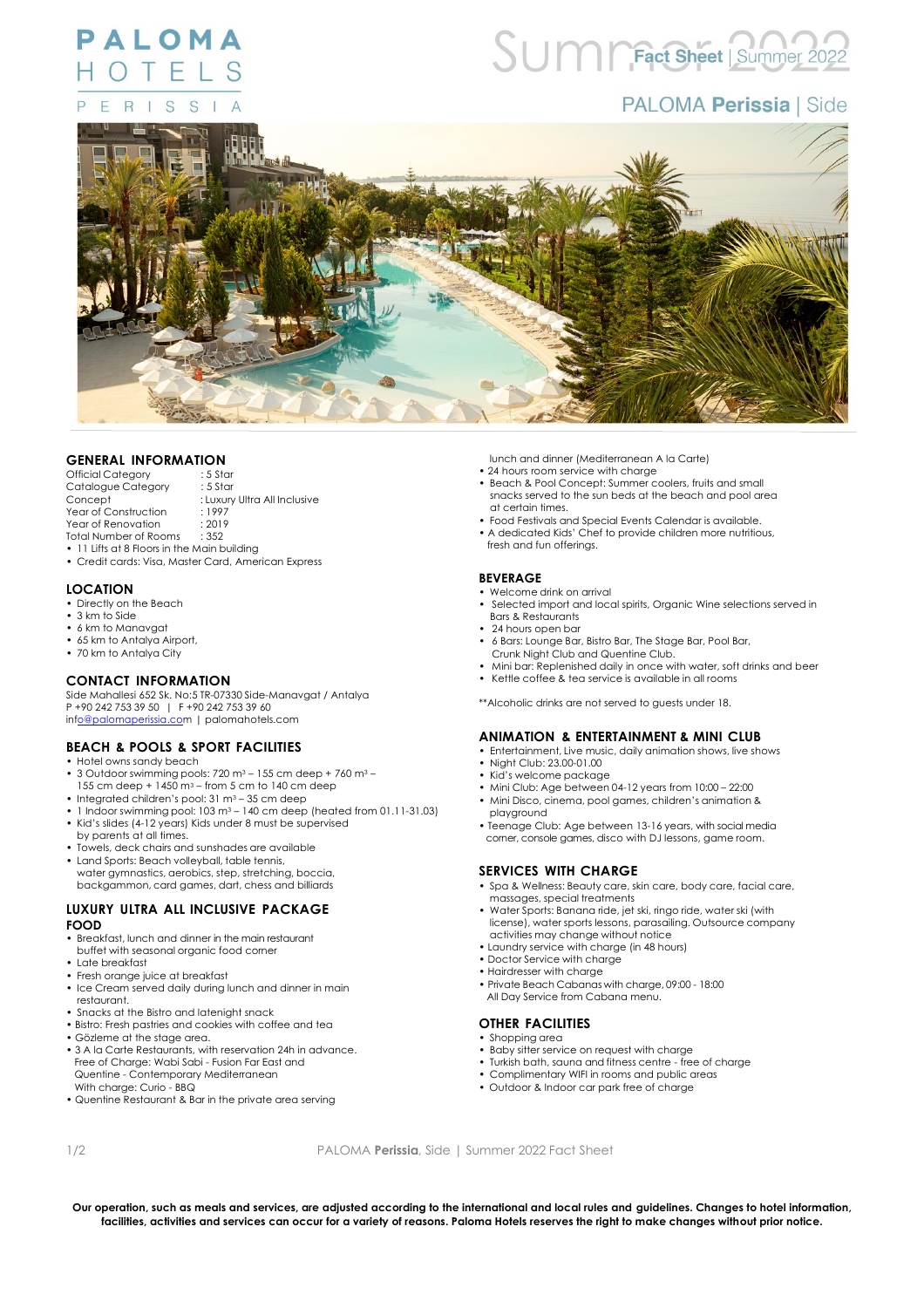# PALOMA HOTELS PERISSIA

## Fact Sheet | Summer 2022

## PALOMA **Perissia** | Side

## GENERAL INFORMATION

| | |
|---|---|
| Official Category | : 5 Star |
| Catalogue Category | : 5 Star |
| Concept | : Luxury Ultra All Inclusive |
| Year of Construction | : 1997 |
| Year of Renovation | : 2019 |
| Total Number of Rooms | : 352 |

- 11 Lifts at 8 Floors in the Main building
- Credit cards: Visa, Master Card, American Express

## LOCATION

- Directly on the Beach
- 3 km to Side
- 6 km to Manavgat
- 65 km to Antalya Airport,
- 70 km to Antalya City

## CONTACT INFORMATION

Side Mahallesi 652 Sk. No:5 TR-07330 Side-Manavgat / Antalya
P +90 242 753 39 50 | F +90 242 753 39 60
info@palomaperissia.com | palomahotels.com

## BEACH & POOLS & SPORT FACILITIES

- Hotel owns sandy beach
- 3 Outdoor swimming pools: 720 m³ – 155 cm deep + 760 m³ – 155 cm deep + 1450 m³ – from 5 cm to 140 cm deep
- Integrated children's pool: 31 m³ – 35 cm deep
- 1 Indoor swimming pool: 103 m³ – 140 cm deep (heated from 01.11-31.03)
- Kid's slides (4-12 years) Kids under 8 must be supervised by parents at all times.
- Towels, deck chairs and sunshades are available
- Land Sports: Beach volleyball, table tennis, water gymnastics, aerobics, step, stretching, boccia, backgammon, card games, dart, chess and billiards

## LUXURY ULTRA ALL INCLUSIVE PACKAGE

### FOOD

- Breakfast, lunch and dinner in the main restaurant buffet with seasonal organic food corner
- Late breakfast
- Fresh orange juice at breakfast
- Ice Cream served daily during lunch and dinner in main restaurant.
- Snacks at the Bistro and latenight snack
- Bistro: Fresh pastries and cookies with coffee and tea
- Gözleme at the stage area.
- 3 A la Carte Restaurants, with reservation 24h in advance.
  Free of Charge: Wabi Sabi - Fusion Far East and Quentine - Contemporary Mediterranean
  With charge: Curio - BBQ
- Quentine Restaurant & Bar in the private area serving lunch and dinner (Mediterranean A la Carte)
- 24 hours room service with charge
- Beach & Pool Concept: Summer coolers, fruits and small snacks served to the sun beds at the beach and pool area at certain times.
- Food Festivals and Special Events Calendar is available.
- A dedicated Kids' Chef to provide children more nutritious, fresh and fun offerings.

### BEVERAGE

- Welcome drink on arrival
- Selected import and local spirits, Organic Wine selections served in Bars & Restaurants
- 24 hours open bar
- 6 Bars: Lounge Bar, Bistro Bar, The Stage Bar, Pool Bar, Crunk Night Club and Quentine Club.
- Mini bar: Replenished daily in once with water, soft drinks and beer
- Kettle coffee & tea service is available in all rooms

**Alcoholic drinks are not served to guests under 18.

## ANIMATION & ENTERTAINMENT & MINI CLUB

- Entertainment, Live music, daily animation shows, live shows
- Night Club: 23.00-01.00
- Kid's welcome package
- Mini Club: Age between 04-12 years from 10:00 – 22:00
- Mini Disco, cinema, pool games, children's animation & playground
- Teenage Club: Age between 13-16 years, with social media corner, console games, disco with DJ lessons, game room.

## SERVICES WITH CHARGE

- Spa & Wellness: Beauty care, skin care, body care, facial care, massages, special treatments
- Water Sports: Banana ride, jet ski, ringo ride, water ski (with license), water sports lessons, parasailing. Outsource company activities may change without notice
- Laundry service with charge (in 48 hours)
- Doctor Service with charge
- Hairdresser with charge
- Private Beach Cabanas with charge, 09:00 - 18:00 All Day Service from Cabana menu.

## OTHER FACILITIES

- Shopping area
- Baby sitter service on request with charge
- Turkish bath, sauna and fitness centre - free of charge
- Complimentary WIFI in rooms and public areas
- Outdoor & Indoor car park free of charge

**Our operation, such as meals and services, are adjusted according to the international and local rules and guidelines. Changes to hotel information, facilities, activities and services can occur for a variety of reasons. Paloma Hotels reserves the right to make changes without prior notice.**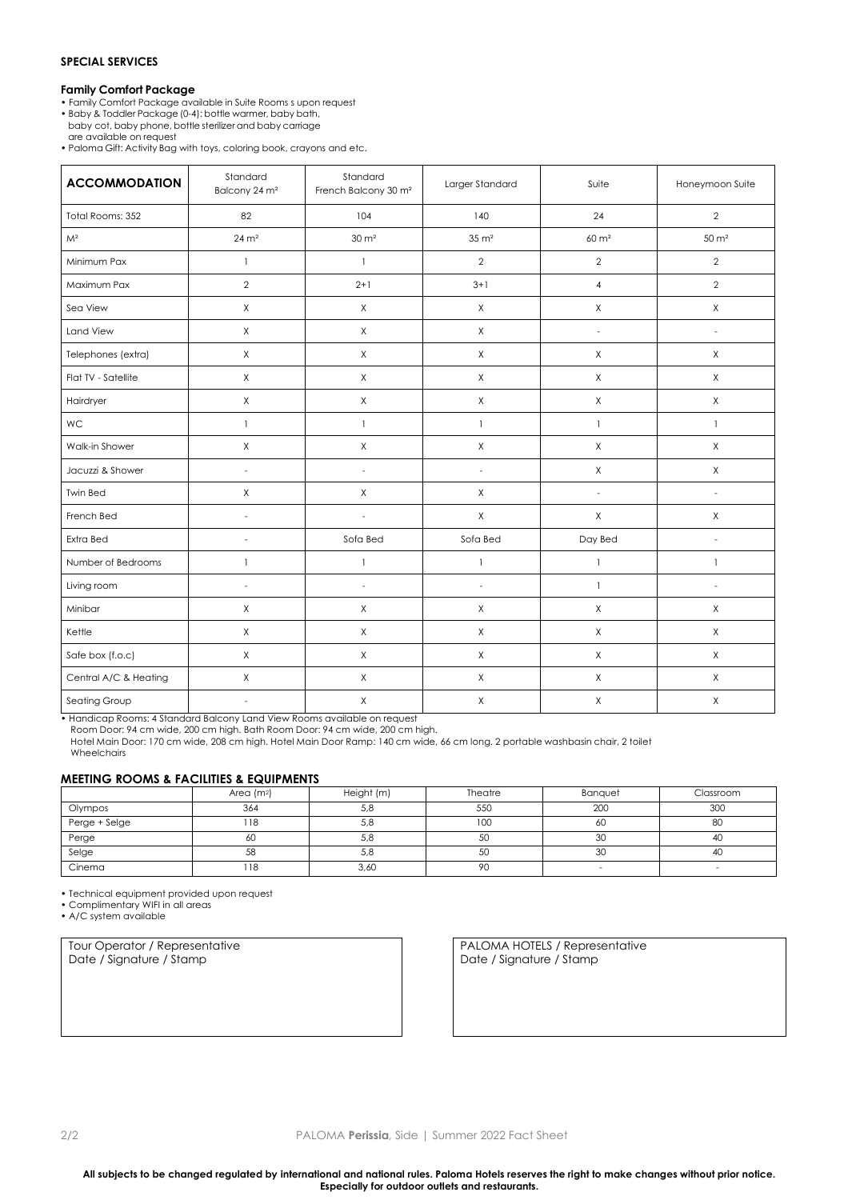**SPECIAL SERVICES**

**Family Comfort Package**

- Family Comfort Package available in Suite Rooms s upon request
- Baby & Toddler Package (0-4): bottle warmer, baby bath, baby cot, baby phone, bottle sterilizer and baby carriage are available on request
- Paloma Gift: Activity Bag with toys, coloring book, crayons and etc.

| **ACCOMMODATION** | Standard Balcony 24 m² | Standard French Balcony 30 m² | Larger Standard | Suite | Honeymoon Suite |
|---|---|---|---|---|---|
| Total Rooms: 352 | 82 | 104 | 140 | 24 | 2 |
| M² | 24 m² | 30 m² | 35 m² | 60 m² | 50 m² |
| Minimum Pax | 1 | 1 | 2 | 2 | 2 |
| Maximum Pax | 2 | 2+1 | 3+1 | 4 | 2 |
| Sea View | X | X | X | X | X |
| Land View | X | X | X | - | - |
| Telephones (extra) | X | X | X | X | X |
| Flat TV - Satellite | X | X | X | X | X |
| Hairdryer | X | X | X | X | X |
| WC | 1 | 1 | 1 | 1 | 1 |
| Walk-in Shower | X | X | X | X | X |
| Jacuzzi & Shower | - | - | - | X | X |
| Twin Bed | X | X | X | - | - |
| French Bed | - | - | X | X | X |
| Extra Bed | - | Sofa Bed | Sofa Bed | Day Bed | - |
| Number of Bedrooms | 1 | 1 | 1 | 1 | 1 |
| Living room | - | - | - | 1 | - |
| Minibar | X | X | X | X | X |
| Kettle | X | X | X | X | X |
| Safe box (f.o.c) | X | X | X | X | X |
| Central A/C & Heating | X | X | X | X | X |
| Seating Group | - | X | X | X | X |

- Handicap Rooms: 4 Standard Balcony Land View Rooms available on request
  Room Door: 94 cm wide, 200 cm high. Bath Room Door: 94 cm wide, 200 cm high.
  Hotel Main Door: 170 cm wide, 208 cm high. Hotel Main Door Ramp: 140 cm wide, 66 cm long. 2 portable washbasin chair, 2 toilet Wheelchairs

**MEETING ROOMS & FACILITIES & EQUIPMENTS**

| | Area (m²) | Height (m) | Theatre | Banquet | Classroom |
|---|---|---|---|---|---|
| Olympos | 364 | 5,8 | 550 | 200 | 300 |
| Perge + Selge | 118 | 5,8 | 100 | 60 | 80 |
| Perge | 60 | 5,8 | 50 | 30 | 40 |
| Selge | 58 | 5,8 | 50 | 30 | 40 |
| Cinema | 118 | 3,60 | 90 | - | - |

- Technical equipment provided upon request
- Complimentary WIFI in all areas
- A/C system available

Tour Operator / Representative
Date / Signature / Stamp

PALOMA HOTELS / Representative
Date / Signature / Stamp

**All subjects to be changed regulated by international and national rules. Paloma Hotels reserves the right to make changes without prior notice. Especially for outdoor outlets and restaurants.**